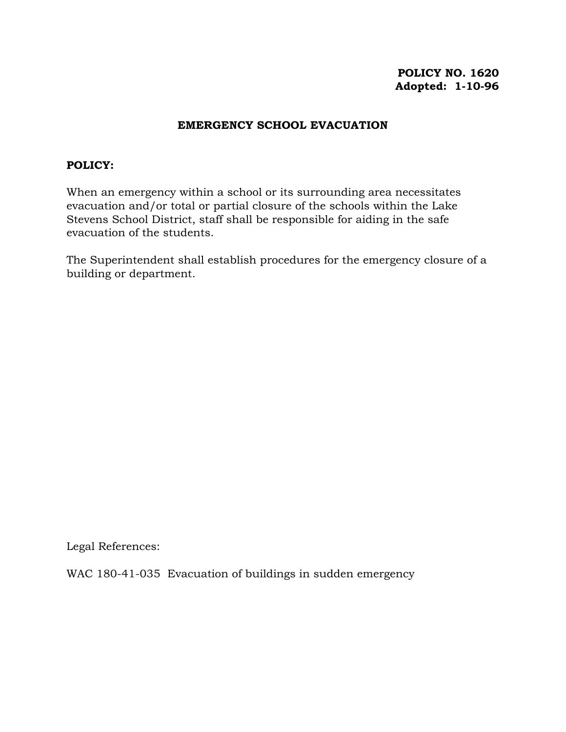**POLICY NO. 1620**
**Adopted: 1-10-96**

# EMERGENCY SCHOOL EVACUATION

**POLICY:**

When an emergency within a school or its surrounding area necessitates evacuation and/or total or partial closure of the schools within the Lake Stevens School District, staff shall be responsible for aiding in the safe evacuation of the students.

The Superintendent shall establish procedures for the emergency closure of a building or department.

Legal References:

WAC 180-41-035 Evacuation of buildings in sudden emergency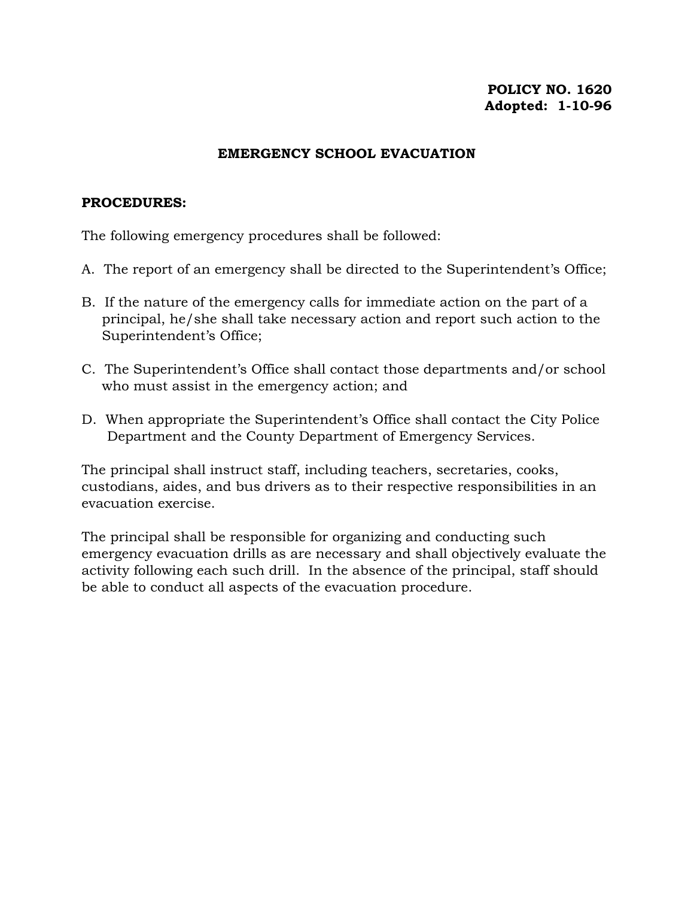**POLICY NO. 1620**
**Adopted: 1-10-96**

## EMERGENCY SCHOOL EVACUATION

**PROCEDURES:**

The following emergency procedures shall be followed:

A. The report of an emergency shall be directed to the Superintendent's Office;

B. If the nature of the emergency calls for immediate action on the part of a principal, he/she shall take necessary action and report such action to the Superintendent's Office;

C. The Superintendent's Office shall contact those departments and/or school who must assist in the emergency action; and

D. When appropriate the Superintendent's Office shall contact the City Police Department and the County Department of Emergency Services.

The principal shall instruct staff, including teachers, secretaries, cooks, custodians, aides, and bus drivers as to their respective responsibilities in an evacuation exercise.

The principal shall be responsible for organizing and conducting such emergency evacuation drills as are necessary and shall objectively evaluate the activity following each such drill. In the absence of the principal, staff should be able to conduct all aspects of the evacuation procedure.